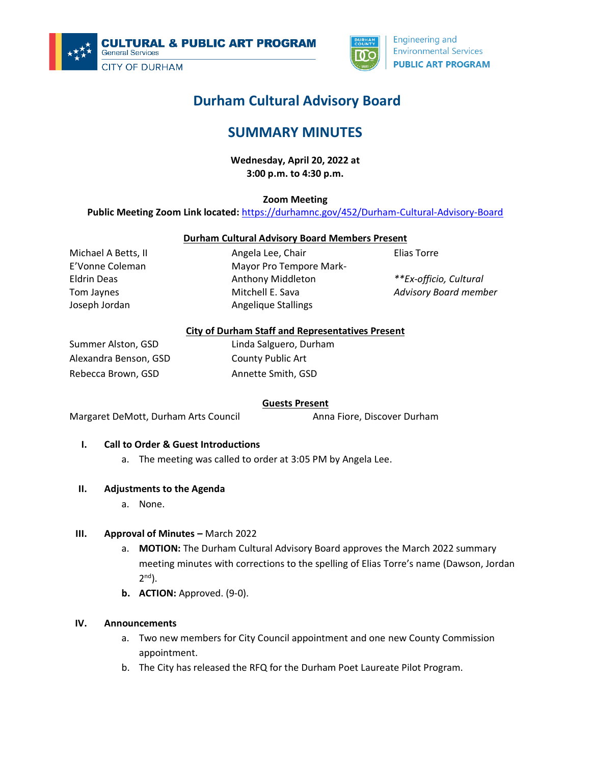CULTURAL & PUBLIC ART PROGRAM
General Services
CITY OF DURHAM

Engineering and
Environmental Services
PUBLIC ART PROGRAM

# Durham Cultural Advisory Board

## SUMMARY MINUTES

**Wednesday, April 20, 2022 at**
**3:00 p.m. to 4:30 p.m.**

**Zoom Meeting**
**Public Meeting Zoom Link located:** https://durhamnc.gov/452/Durham-Cultural-Advisory-Board

**Durham Cultural Advisory Board Members Present**

Michael A Betts, II
E'Vonne Coleman
Eldrin Deas
Tom Jaynes
Joseph Jordan
Angela Lee, Chair
Mayor Pro Tempore Mark-Anthony Middleton
Mitchell E. Sava
Angelique Stallings
Elias Torre

*\*\*Ex-officio, Cultural Advisory Board member*

**City of Durham Staff and Representatives Present**

Summer Alston, GSD
Alexandra Benson, GSD
Rebecca Brown, GSD
Linda Salguero, Durham County Public Art
Annette Smith, GSD

**Guests Present**

Margaret DeMott, Durham Arts Council
Anna Fiore, Discover Durham

**I. Call to Order & Guest Introductions**

a. The meeting was called to order at 3:05 PM by Angela Lee.

**II. Adjustments to the Agenda**

a. None.

**III. Approval of Minutes –** March 2022

a. **MOTION:** The Durham Cultural Advisory Board approves the March 2022 summary meeting minutes with corrections to the spelling of Elias Torre's name (Dawson, Jordan 2nd).
b. **ACTION:** Approved. (9-0).

**IV. Announcements**

a. Two new members for City Council appointment and one new County Commission appointment.
b. The City has released the RFQ for the Durham Poet Laureate Pilot Program.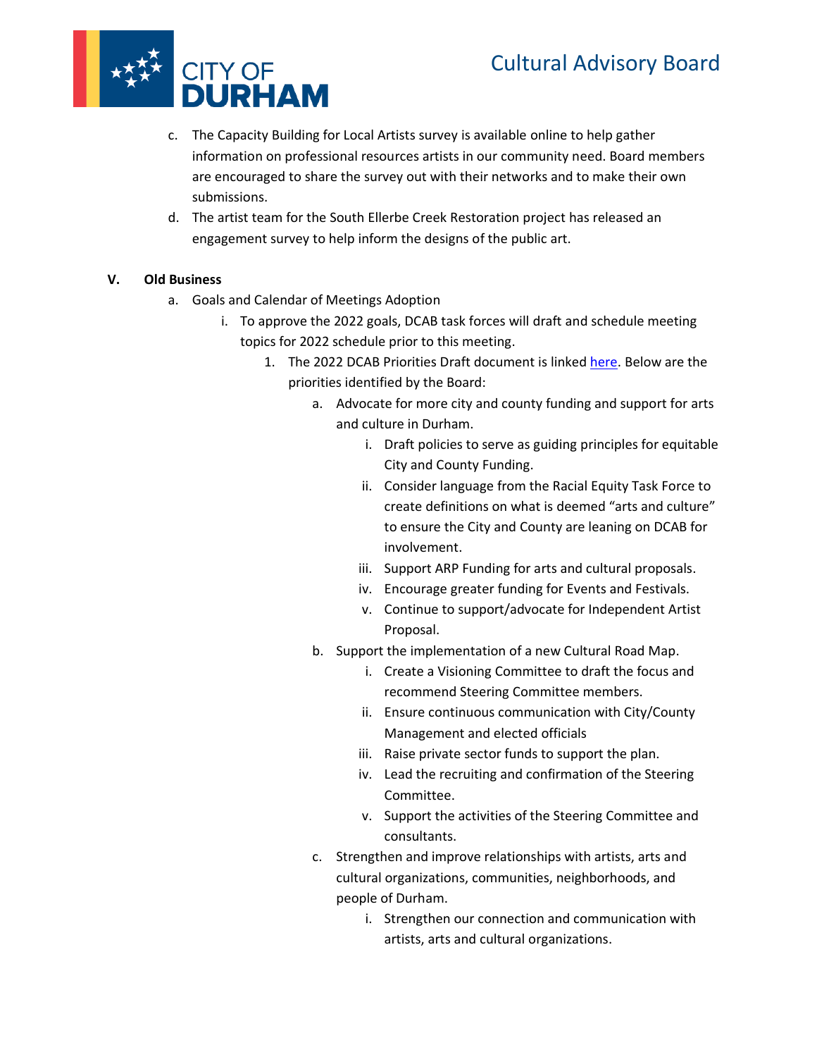c. The Capacity Building for Local Artists survey is available online to help gather information on professional resources artists in our community need. Board members are encouraged to share the survey out with their networks and to make their own submissions.

d. The artist team for the South Ellerbe Creek Restoration project has released an engagement survey to help inform the designs of the public art.

## V. Old Business

a. Goals and Calendar of Meetings Adoption

  i. To approve the 2022 goals, DCAB task forces will draft and schedule meeting topics for 2022 schedule prior to this meeting.

    1. The 2022 DCAB Priorities Draft document is linked here. Below are the priorities identified by the Board:

      a. Advocate for more city and county funding and support for arts and culture in Durham.
        - i. Draft policies to serve as guiding principles for equitable City and County Funding.
        - ii. Consider language from the Racial Equity Task Force to create definitions on what is deemed "arts and culture" to ensure the City and County are leaning on DCAB for involvement.
        - iii. Support ARP Funding for arts and cultural proposals.
        - iv. Encourage greater funding for Events and Festivals.
        - v. Continue to support/advocate for Independent Artist Proposal.

      b. Support the implementation of a new Cultural Road Map.
        - i. Create a Visioning Committee to draft the focus and recommend Steering Committee members.
        - ii. Ensure continuous communication with City/County Management and elected officials
        - iii. Raise private sector funds to support the plan.
        - iv. Lead the recruiting and confirmation of the Steering Committee.
        - v. Support the activities of the Steering Committee and consultants.

      c. Strengthen and improve relationships with artists, arts and cultural organizations, communities, neighborhoods, and people of Durham.
        - i. Strengthen our connection and communication with artists, arts and cultural organizations.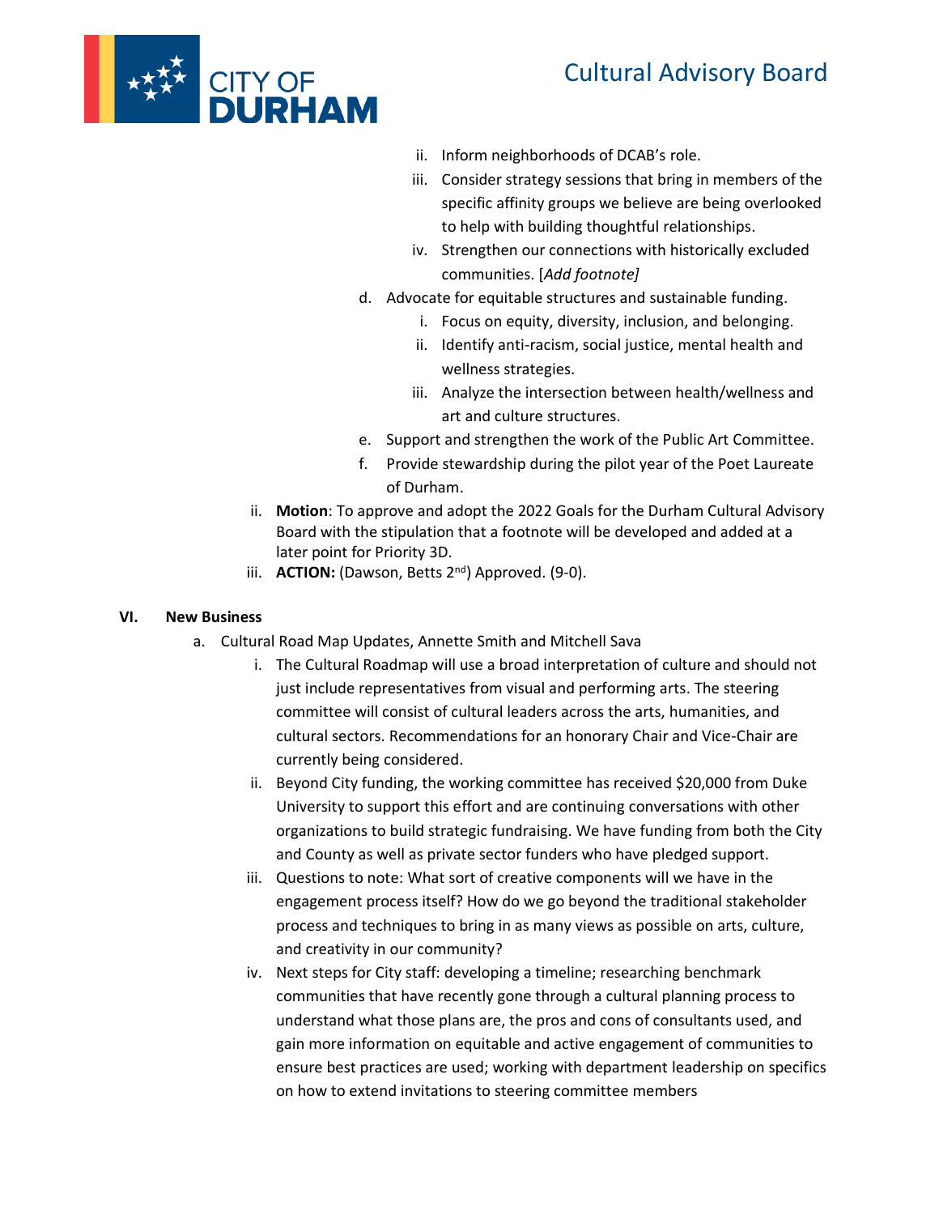ii. Inform neighborhoods of DCAB's role.

iii. Consider strategy sessions that bring in members of the specific affinity groups we believe are being overlooked to help with building thoughtful relationships.

iv. Strengthen our connections with historically excluded communities. [*Add footnote]*

d. Advocate for equitable structures and sustainable funding.

  i. Focus on equity, diversity, inclusion, and belonging.

  ii. Identify anti-racism, social justice, mental health and wellness strategies.

  iii. Analyze the intersection between health/wellness and art and culture structures.

e. Support and strengthen the work of the Public Art Committee.

f. Provide stewardship during the pilot year of the Poet Laureate of Durham.

ii. **Motion**: To approve and adopt the 2022 Goals for the Durham Cultural Advisory Board with the stipulation that a footnote will be developed and added at a later point for Priority 3D.

iii. **ACTION:** (Dawson, Betts 2nd) Approved. (9-0).

## VI. New Business

a. Cultural Road Map Updates, Annette Smith and Mitchell Sava

  i. The Cultural Roadmap will use a broad interpretation of culture and should not just include representatives from visual and performing arts. The steering committee will consist of cultural leaders across the arts, humanities, and cultural sectors. Recommendations for an honorary Chair and Vice-Chair are currently being considered.

  ii. Beyond City funding, the working committee has received $20,000 from Duke University to support this effort and are continuing conversations with other organizations to build strategic fundraising. We have funding from both the City and County as well as private sector funders who have pledged support.

  iii. Questions to note: What sort of creative components will we have in the engagement process itself? How do we go beyond the traditional stakeholder process and techniques to bring in as many views as possible on arts, culture, and creativity in our community?

  iv. Next steps for City staff: developing a timeline; researching benchmark communities that have recently gone through a cultural planning process to understand what those plans are, the pros and cons of consultants used, and gain more information on equitable and active engagement of communities to ensure best practices are used; working with department leadership on specifics on how to extend invitations to steering committee members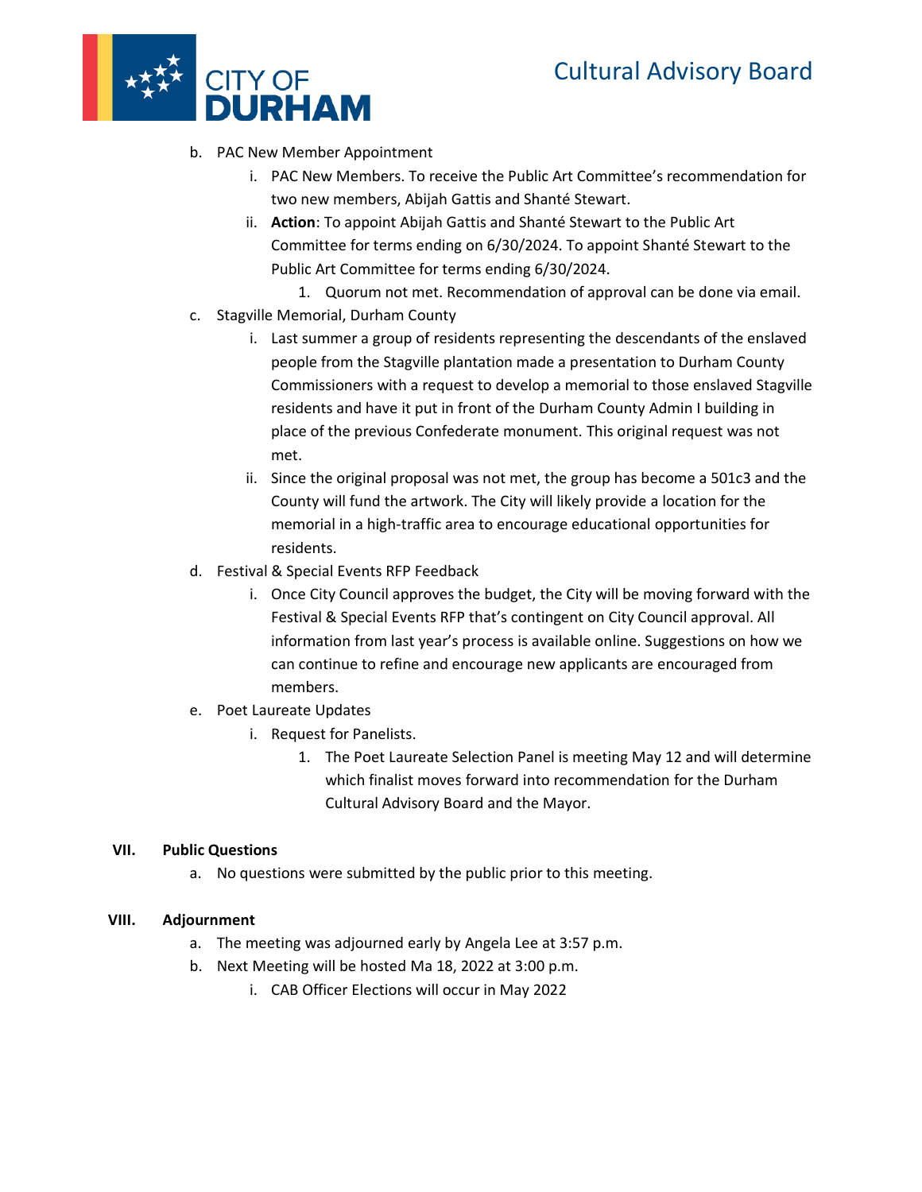b. PAC New Member Appointment
    i. PAC New Members. To receive the Public Art Committee's recommendation for two new members, Abijah Gattis and Shanté Stewart.
    ii. **Action**: To appoint Abijah Gattis and Shanté Stewart to the Public Art Committee for terms ending on 6/30/2024. To appoint Shanté Stewart to the Public Art Committee for terms ending 6/30/2024.
        1. Quorum not met. Recommendation of approval can be done via email.

c. Stagville Memorial, Durham County
    i. Last summer a group of residents representing the descendants of the enslaved people from the Stagville plantation made a presentation to Durham County Commissioners with a request to develop a memorial to those enslaved Stagville residents and have it put in front of the Durham County Admin I building in place of the previous Confederate monument. This original request was not met.
    ii. Since the original proposal was not met, the group has become a 501c3 and the County will fund the artwork. The City will likely provide a location for the memorial in a high-traffic area to encourage educational opportunities for residents.

d. Festival & Special Events RFP Feedback
    i. Once City Council approves the budget, the City will be moving forward with the Festival & Special Events RFP that's contingent on City Council approval. All information from last year's process is available online. Suggestions on how we can continue to refine and encourage new applicants are encouraged from members.

e. Poet Laureate Updates
    i. Request for Panelists.
        1. The Poet Laureate Selection Panel is meeting May 12 and will determine which finalist moves forward into recommendation for the Durham Cultural Advisory Board and the Mayor.

## VII. Public Questions

a. No questions were submitted by the public prior to this meeting.

## VIII. Adjournment

a. The meeting was adjourned early by Angela Lee at 3:57 p.m.

b. Next Meeting will be hosted Ma 18, 2022 at 3:00 p.m.
    i. CAB Officer Elections will occur in May 2022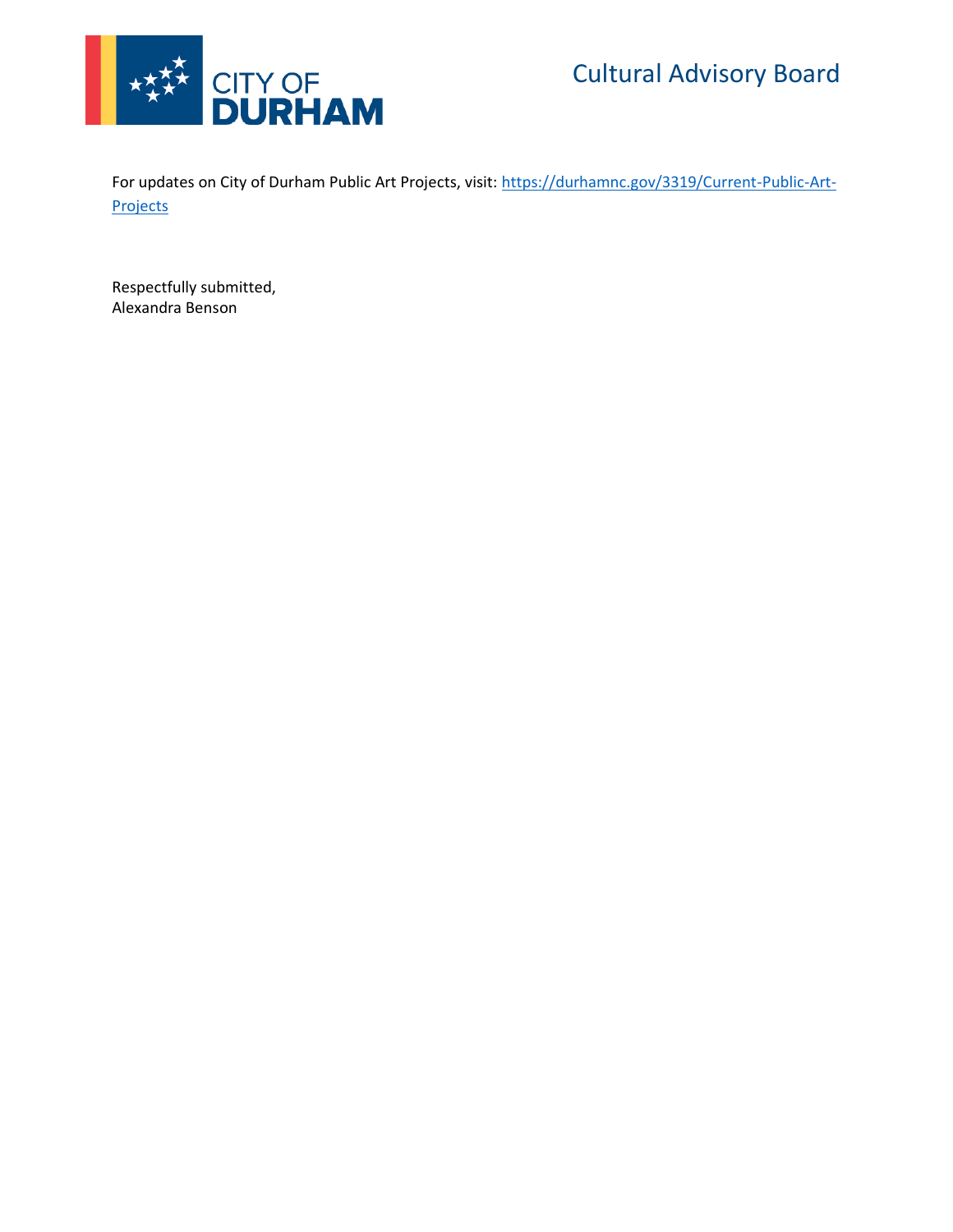For updates on City of Durham Public Art Projects, visit: [https://durhamnc.gov/3319/Current-Public-Art-Projects](https://durhamnc.gov/3319/Current-Public-Art-Projects)

Respectfully submitted,
Alexandra Benson